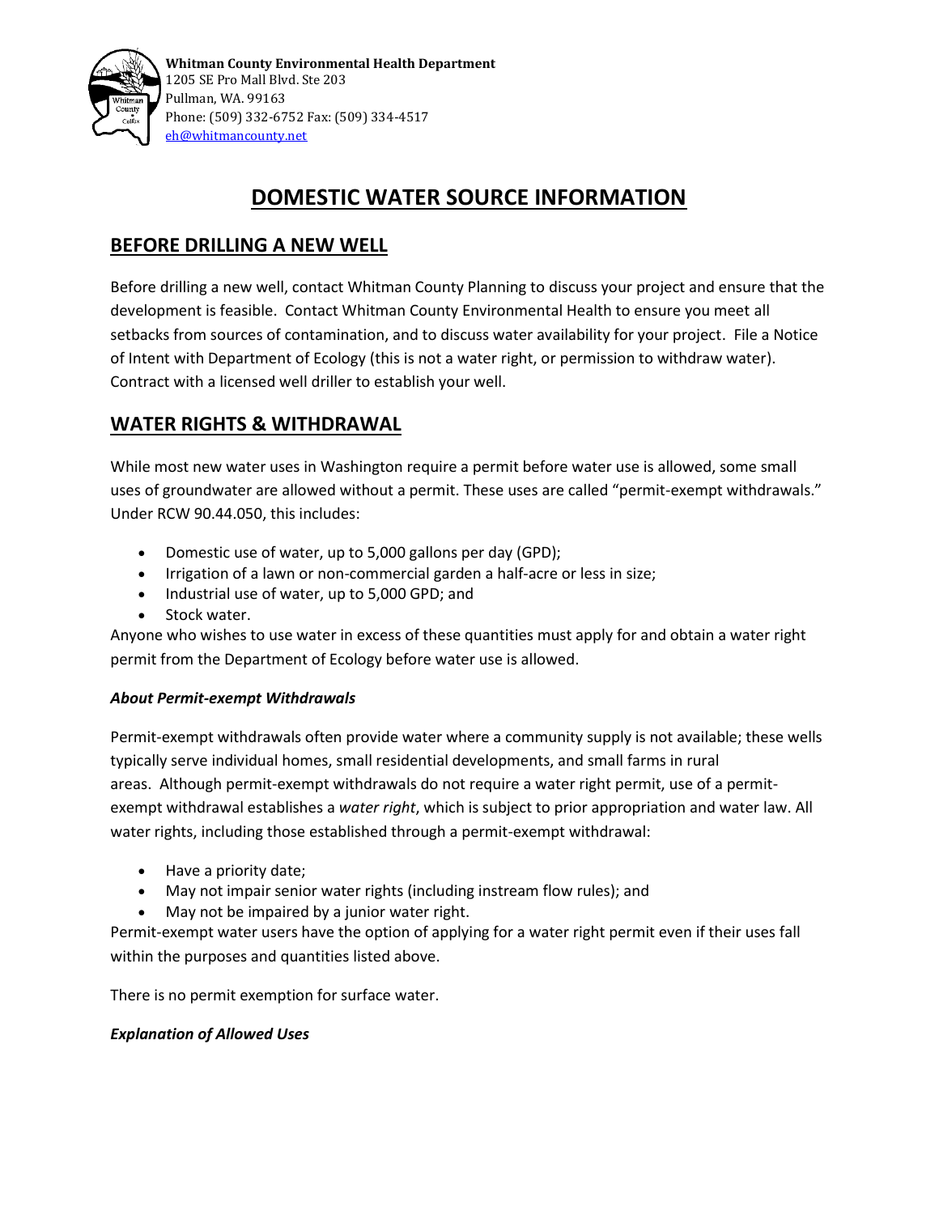**Whitman County Environmental Health Department**
1205 SE Pro Mall Blvd. Ste 203
Pullman, WA. 99163
Phone: (509) 332-6752 Fax: (509) 334-4517
eh@whitmancounty.net

# DOMESTIC WATER SOURCE INFORMATION

## BEFORE DRILLING A NEW WELL

Before drilling a new well, contact Whitman County Planning to discuss your project and ensure that the development is feasible. Contact Whitman County Environmental Health to ensure you meet all setbacks from sources of contamination, and to discuss water availability for your project. File a Notice of Intent with Department of Ecology (this is not a water right, or permission to withdraw water). Contract with a licensed well driller to establish your well.

## WATER RIGHTS & WITHDRAWAL

While most new water uses in Washington require a permit before water use is allowed, some small uses of groundwater are allowed without a permit. These uses are called "permit-exempt withdrawals." Under RCW 90.44.050, this includes:

- Domestic use of water, up to 5,000 gallons per day (GPD);
- Irrigation of a lawn or non-commercial garden a half-acre or less in size;
- Industrial use of water, up to 5,000 GPD; and
- Stock water.

Anyone who wishes to use water in excess of these quantities must apply for and obtain a water right permit from the Department of Ecology before water use is allowed.

***About Permit-exempt Withdrawals***

Permit-exempt withdrawals often provide water where a community supply is not available; these wells typically serve individual homes, small residential developments, and small farms in rural areas. Although permit-exempt withdrawals do not require a water right permit, use of a permit-exempt withdrawal establishes a *water right*, which is subject to prior appropriation and water law. All water rights, including those established through a permit-exempt withdrawal:

- Have a priority date;
- May not impair senior water rights (including instream flow rules); and
- May not be impaired by a junior water right.

Permit-exempt water users have the option of applying for a water right permit even if their uses fall within the purposes and quantities listed above.

There is no permit exemption for surface water.

***Explanation of Allowed Uses***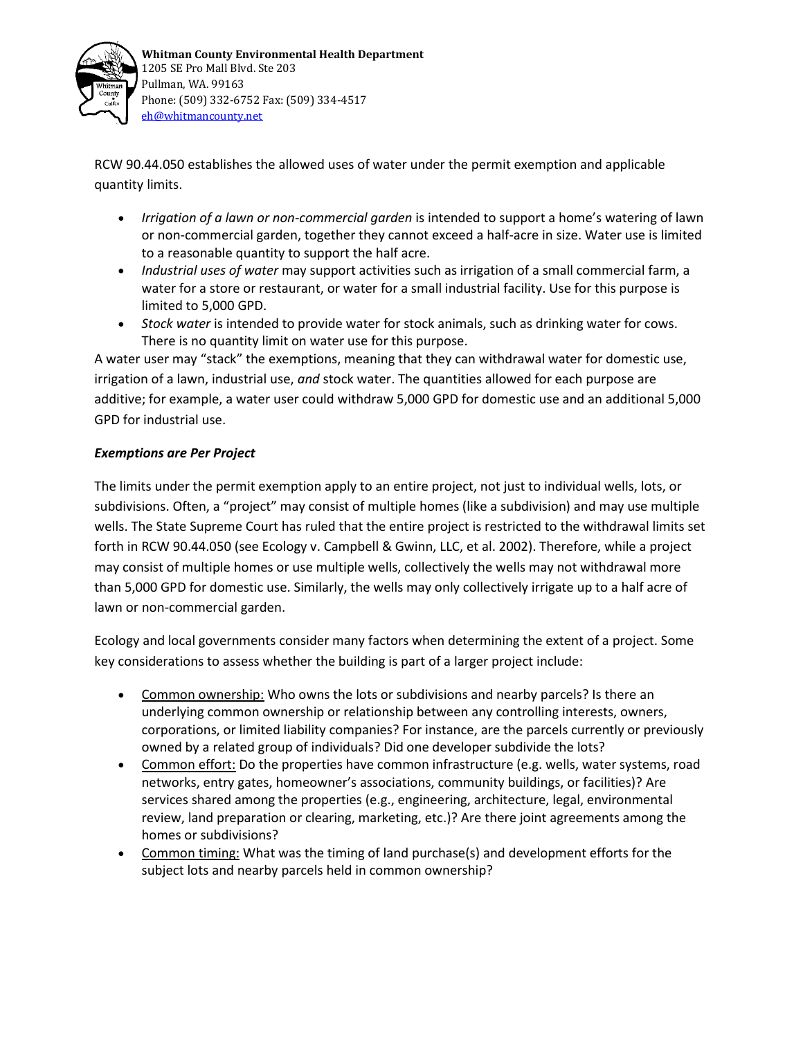**Whitman County Environmental Health Department**
1205 SE Pro Mall Blvd. Ste 203
Pullman, WA. 99163
Phone: (509) 332-6752 Fax: (509) 334-4517
eh@whitmancounty.net

RCW 90.44.050 establishes the allowed uses of water under the permit exemption and applicable quantity limits.

- *Irrigation of a lawn or non-commercial garden* is intended to support a home's watering of lawn or non-commercial garden, together they cannot exceed a half-acre in size. Water use is limited to a reasonable quantity to support the half acre.
- *Industrial uses of water* may support activities such as irrigation of a small commercial farm, a water for a store or restaurant, or water for a small industrial facility. Use for this purpose is limited to 5,000 GPD.
- *Stock water* is intended to provide water for stock animals, such as drinking water for cows. There is no quantity limit on water use for this purpose.

A water user may "stack" the exemptions, meaning that they can withdrawal water for domestic use, irrigation of a lawn, industrial use, *and* stock water. The quantities allowed for each purpose are additive; for example, a water user could withdraw 5,000 GPD for domestic use and an additional 5,000 GPD for industrial use.

***Exemptions are Per Project***

The limits under the permit exemption apply to an entire project, not just to individual wells, lots, or subdivisions. Often, a "project" may consist of multiple homes (like a subdivision) and may use multiple wells. The State Supreme Court has ruled that the entire project is restricted to the withdrawal limits set forth in RCW 90.44.050 (see Ecology v. Campbell & Gwinn, LLC, et al. 2002). Therefore, while a project may consist of multiple homes or use multiple wells, collectively the wells may not withdrawal more than 5,000 GPD for domestic use. Similarly, the wells may only collectively irrigate up to a half acre of lawn or non-commercial garden.

Ecology and local governments consider many factors when determining the extent of a project. Some key considerations to assess whether the building is part of a larger project include:

- Common ownership: Who owns the lots or subdivisions and nearby parcels? Is there an underlying common ownership or relationship between any controlling interests, owners, corporations, or limited liability companies? For instance, are the parcels currently or previously owned by a related group of individuals? Did one developer subdivide the lots?
- Common effort: Do the properties have common infrastructure (e.g. wells, water systems, road networks, entry gates, homeowner's associations, community buildings, or facilities)? Are services shared among the properties (e.g., engineering, architecture, legal, environmental review, land preparation or clearing, marketing, etc.)? Are there joint agreements among the homes or subdivisions?
- Common timing: What was the timing of land purchase(s) and development efforts for the subject lots and nearby parcels held in common ownership?